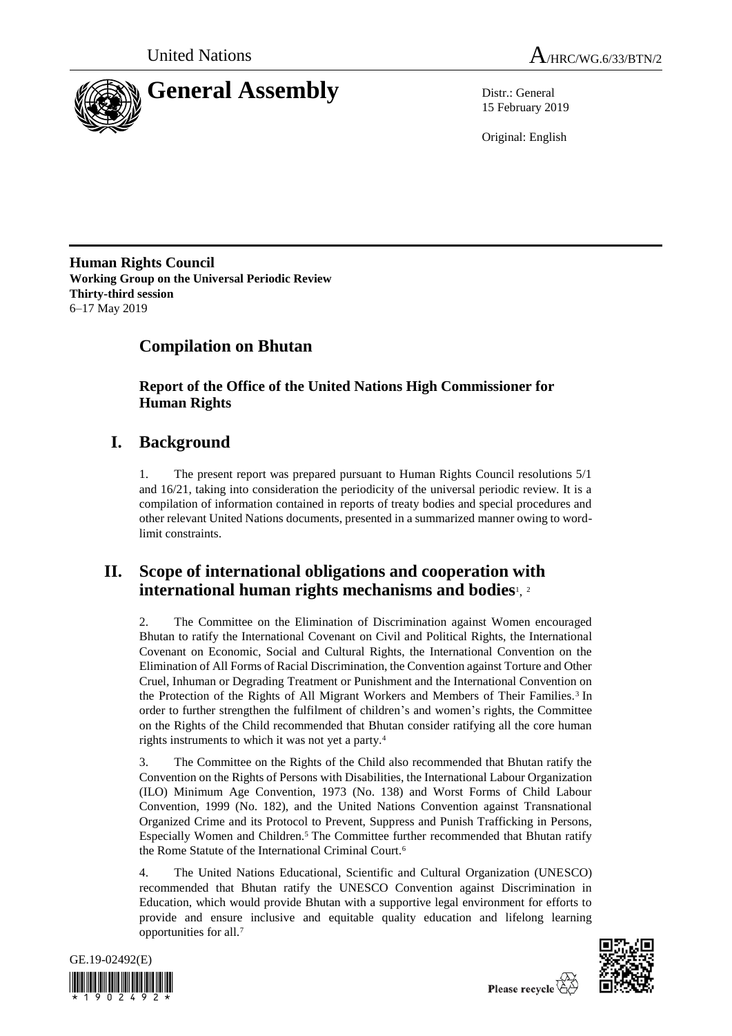United Nations

A/HRC/WG.6/33/BTN/2

# General Assembly

Distr.: General
15 February 2019

Original: English

**Human Rights Council**
**Working Group on the Universal Periodic Review**
**Thirty-third session**
6–17 May 2019

## Compilation on Bhutan

### Report of the Office of the United Nations High Commissioner for Human Rights

## I. Background

1. The present report was prepared pursuant to Human Rights Council resolutions 5/1 and 16/21, taking into consideration the periodicity of the universal periodic review. It is a compilation of information contained in reports of treaty bodies and special procedures and other relevant United Nations documents, presented in a summarized manner owing to word-limit constraints.

## II. Scope of international obligations and cooperation with international human rights mechanisms and bodies[1], [2]

2. The Committee on the Elimination of Discrimination against Women encouraged Bhutan to ratify the International Covenant on Civil and Political Rights, the International Covenant on Economic, Social and Cultural Rights, the International Convention on the Elimination of All Forms of Racial Discrimination, the Convention against Torture and Other Cruel, Inhuman or Degrading Treatment or Punishment and the International Convention on the Protection of the Rights of All Migrant Workers and Members of Their Families.[3] In order to further strengthen the fulfilment of children's and women's rights, the Committee on the Rights of the Child recommended that Bhutan consider ratifying all the core human rights instruments to which it was not yet a party.[4]

3. The Committee on the Rights of the Child also recommended that Bhutan ratify the Convention on the Rights of Persons with Disabilities, the International Labour Organization (ILO) Minimum Age Convention, 1973 (No. 138) and Worst Forms of Child Labour Convention, 1999 (No. 182), and the United Nations Convention against Transnational Organized Crime and its Protocol to Prevent, Suppress and Punish Trafficking in Persons, Especially Women and Children.[5] The Committee further recommended that Bhutan ratify the Rome Statute of the International Criminal Court.[6]

4. The United Nations Educational, Scientific and Cultural Organization (UNESCO) recommended that Bhutan ratify the UNESCO Convention against Discrimination in Education, which would provide Bhutan with a supportive legal environment for efforts to provide and ensure inclusive and equitable quality education and lifelong learning opportunities for all.[7]

GE.19-02492(E)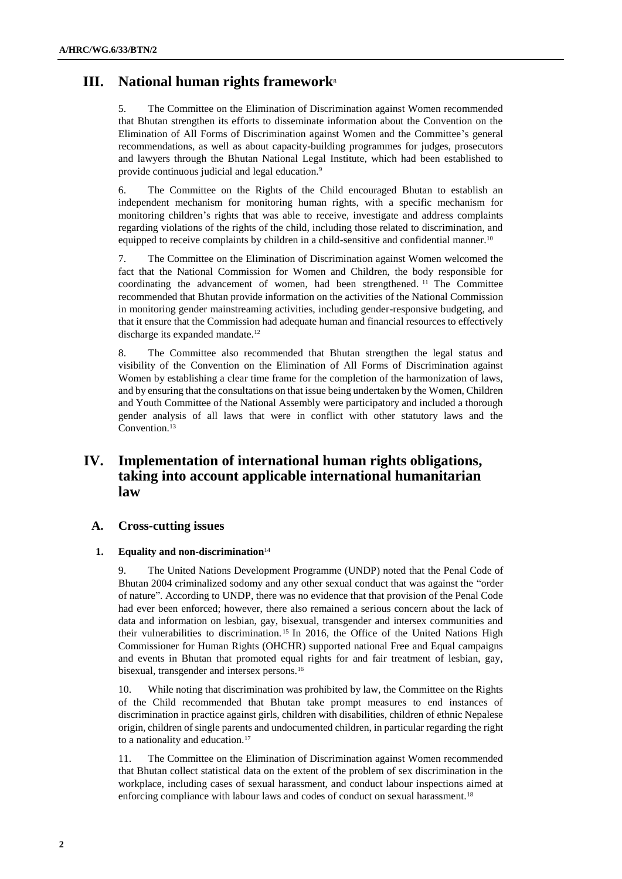## III. National human rights framework[8]

5. The Committee on the Elimination of Discrimination against Women recommended that Bhutan strengthen its efforts to disseminate information about the Convention on the Elimination of All Forms of Discrimination against Women and the Committee's general recommendations, as well as about capacity-building programmes for judges, prosecutors and lawyers through the Bhutan National Legal Institute, which had been established to provide continuous judicial and legal education.[9]

6. The Committee on the Rights of the Child encouraged Bhutan to establish an independent mechanism for monitoring human rights, with a specific mechanism for monitoring children's rights that was able to receive, investigate and address complaints regarding violations of the rights of the child, including those related to discrimination, and equipped to receive complaints by children in a child-sensitive and confidential manner.[10]

7. The Committee on the Elimination of Discrimination against Women welcomed the fact that the National Commission for Women and Children, the body responsible for coordinating the advancement of women, had been strengthened.[11] The Committee recommended that Bhutan provide information on the activities of the National Commission in monitoring gender mainstreaming activities, including gender-responsive budgeting, and that it ensure that the Commission had adequate human and financial resources to effectively discharge its expanded mandate.[12]

8. The Committee also recommended that Bhutan strengthen the legal status and visibility of the Convention on the Elimination of All Forms of Discrimination against Women by establishing a clear time frame for the completion of the harmonization of laws, and by ensuring that the consultations on that issue being undertaken by the Women, Children and Youth Committee of the National Assembly were participatory and included a thorough gender analysis of all laws that were in conflict with other statutory laws and the Convention.[13]

## IV. Implementation of international human rights obligations, taking into account applicable international humanitarian law

### A. Cross-cutting issues

#### 1. Equality and non-discrimination[14]

9. The United Nations Development Programme (UNDP) noted that the Penal Code of Bhutan 2004 criminalized sodomy and any other sexual conduct that was against the "order of nature". According to UNDP, there was no evidence that that provision of the Penal Code had ever been enforced; however, there also remained a serious concern about the lack of data and information on lesbian, gay, bisexual, transgender and intersex communities and their vulnerabilities to discrimination.[15] In 2016, the Office of the United Nations High Commissioner for Human Rights (OHCHR) supported national Free and Equal campaigns and events in Bhutan that promoted equal rights for and fair treatment of lesbian, gay, bisexual, transgender and intersex persons.[16]

10. While noting that discrimination was prohibited by law, the Committee on the Rights of the Child recommended that Bhutan take prompt measures to end instances of discrimination in practice against girls, children with disabilities, children of ethnic Nepalese origin, children of single parents and undocumented children, in particular regarding the right to a nationality and education.[17]

11. The Committee on the Elimination of Discrimination against Women recommended that Bhutan collect statistical data on the extent of the problem of sex discrimination in the workplace, including cases of sexual harassment, and conduct labour inspections aimed at enforcing compliance with labour laws and codes of conduct on sexual harassment.[18]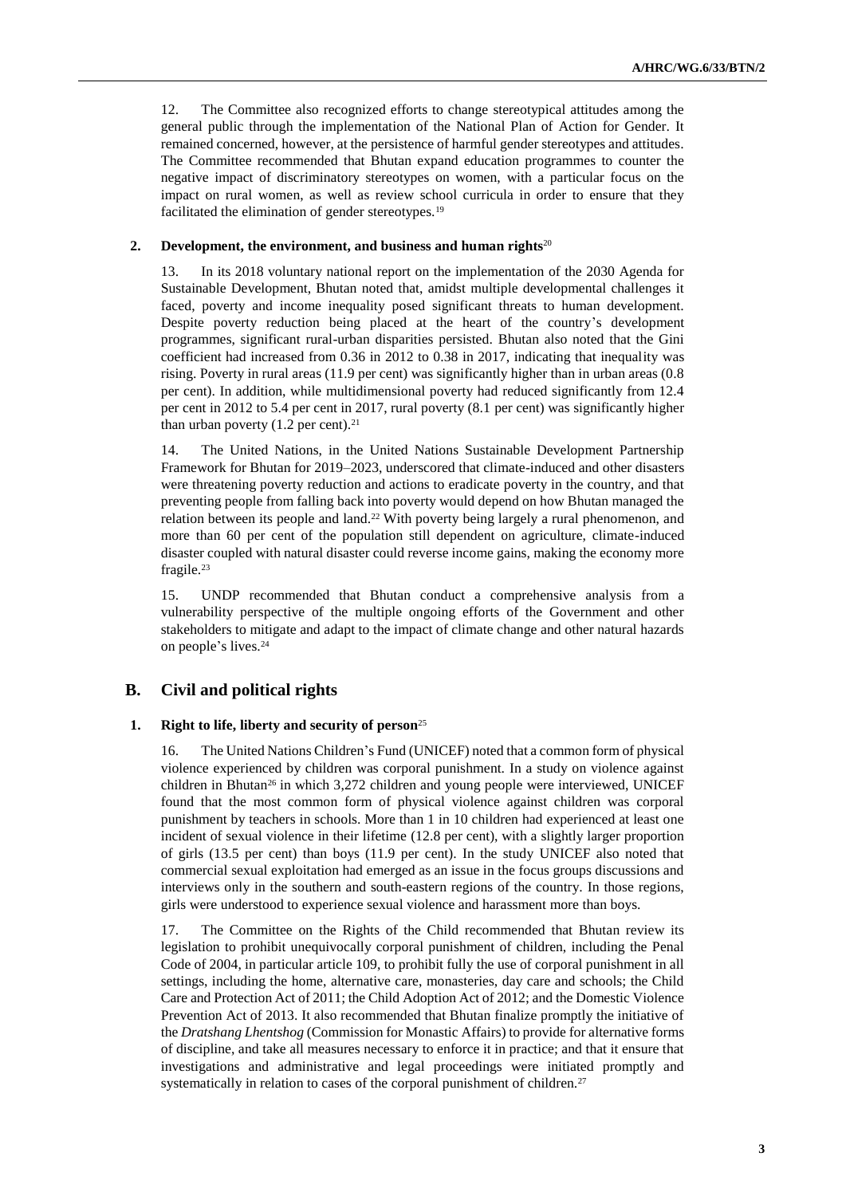12. The Committee also recognized efforts to change stereotypical attitudes among the general public through the implementation of the National Plan of Action for Gender. It remained concerned, however, at the persistence of harmful gender stereotypes and attitudes. The Committee recommended that Bhutan expand education programmes to counter the negative impact of discriminatory stereotypes on women, with a particular focus on the impact on rural women, as well as review school curricula in order to ensure that they facilitated the elimination of gender stereotypes.[19]

### 2. Development, the environment, and business and human rights[20]

13. In its 2018 voluntary national report on the implementation of the 2030 Agenda for Sustainable Development, Bhutan noted that, amidst multiple developmental challenges it faced, poverty and income inequality posed significant threats to human development. Despite poverty reduction being placed at the heart of the country's development programmes, significant rural-urban disparities persisted. Bhutan also noted that the Gini coefficient had increased from 0.36 in 2012 to 0.38 in 2017, indicating that inequality was rising. Poverty in rural areas (11.9 per cent) was significantly higher than in urban areas (0.8 per cent). In addition, while multidimensional poverty had reduced significantly from 12.4 per cent in 2012 to 5.4 per cent in 2017, rural poverty (8.1 per cent) was significantly higher than urban poverty (1.2 per cent).[21]

14. The United Nations, in the United Nations Sustainable Development Partnership Framework for Bhutan for 2019–2023, underscored that climate-induced and other disasters were threatening poverty reduction and actions to eradicate poverty in the country, and that preventing people from falling back into poverty would depend on how Bhutan managed the relation between its people and land.[22] With poverty being largely a rural phenomenon, and more than 60 per cent of the population still dependent on agriculture, climate-induced disaster coupled with natural disaster could reverse income gains, making the economy more fragile.[23]

15. UNDP recommended that Bhutan conduct a comprehensive analysis from a vulnerability perspective of the multiple ongoing efforts of the Government and other stakeholders to mitigate and adapt to the impact of climate change and other natural hazards on people's lives.[24]

## B. Civil and political rights

### 1. Right to life, liberty and security of person[25]

16. The United Nations Children's Fund (UNICEF) noted that a common form of physical violence experienced by children was corporal punishment. In a study on violence against children in Bhutan[26] in which 3,272 children and young people were interviewed, UNICEF found that the most common form of physical violence against children was corporal punishment by teachers in schools. More than 1 in 10 children had experienced at least one incident of sexual violence in their lifetime (12.8 per cent), with a slightly larger proportion of girls (13.5 per cent) than boys (11.9 per cent). In the study UNICEF also noted that commercial sexual exploitation had emerged as an issue in the focus groups discussions and interviews only in the southern and south-eastern regions of the country. In those regions, girls were understood to experience sexual violence and harassment more than boys.

17. The Committee on the Rights of the Child recommended that Bhutan review its legislation to prohibit unequivocally corporal punishment of children, including the Penal Code of 2004, in particular article 109, to prohibit fully the use of corporal punishment in all settings, including the home, alternative care, monasteries, day care and schools; the Child Care and Protection Act of 2011; the Child Adoption Act of 2012; and the Domestic Violence Prevention Act of 2013. It also recommended that Bhutan finalize promptly the initiative of the *Dratshang Lhentshog* (Commission for Monastic Affairs) to provide for alternative forms of discipline, and take all measures necessary to enforce it in practice; and that it ensure that investigations and administrative and legal proceedings were initiated promptly and systematically in relation to cases of the corporal punishment of children.[27]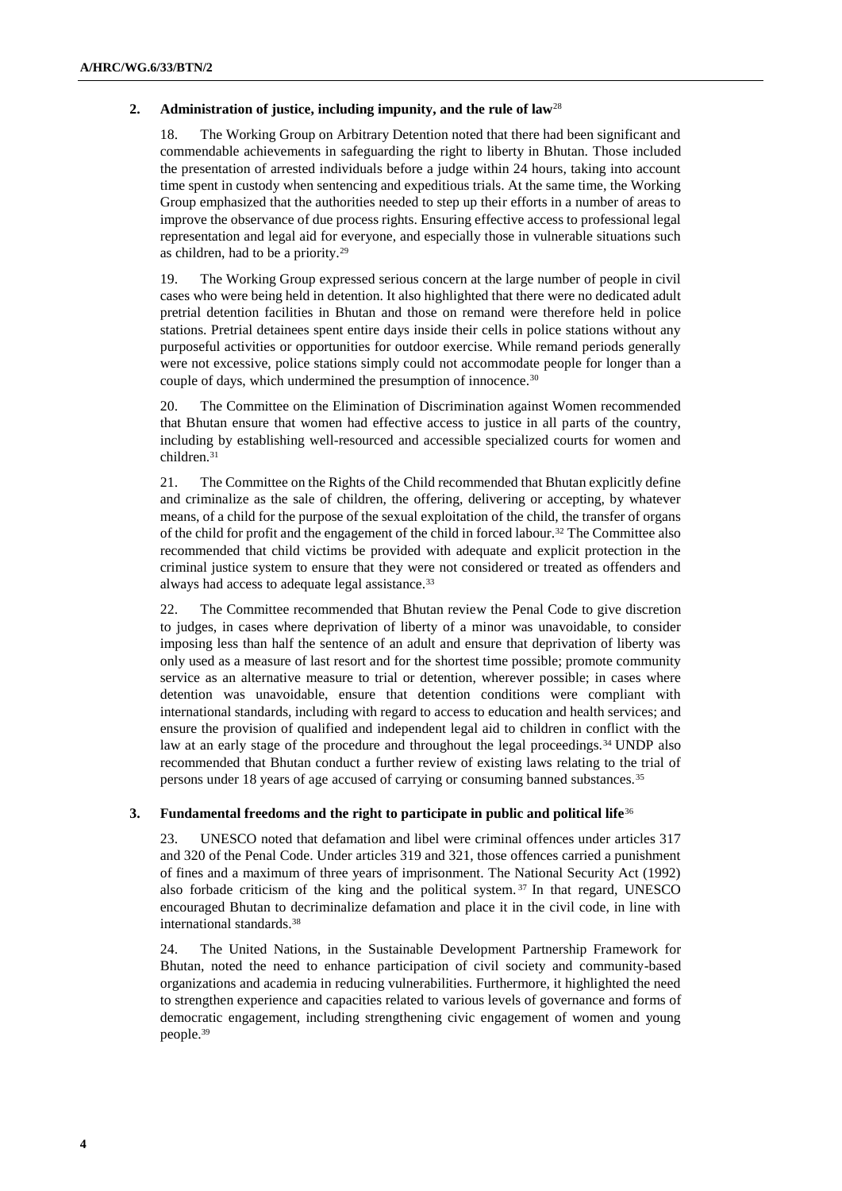## 2. Administration of justice, including impunity, and the rule of law[28]

18. The Working Group on Arbitrary Detention noted that there had been significant and commendable achievements in safeguarding the right to liberty in Bhutan. Those included the presentation of arrested individuals before a judge within 24 hours, taking into account time spent in custody when sentencing and expeditious trials. At the same time, the Working Group emphasized that the authorities needed to step up their efforts in a number of areas to improve the observance of due process rights. Ensuring effective access to professional legal representation and legal aid for everyone, and especially those in vulnerable situations such as children, had to be a priority.[29]

19. The Working Group expressed serious concern at the large number of people in civil cases who were being held in detention. It also highlighted that there were no dedicated adult pretrial detention facilities in Bhutan and those on remand were therefore held in police stations. Pretrial detainees spent entire days inside their cells in police stations without any purposeful activities or opportunities for outdoor exercise. While remand periods generally were not excessive, police stations simply could not accommodate people for longer than a couple of days, which undermined the presumption of innocence.[30]

20. The Committee on the Elimination of Discrimination against Women recommended that Bhutan ensure that women had effective access to justice in all parts of the country, including by establishing well-resourced and accessible specialized courts for women and children.[31]

21. The Committee on the Rights of the Child recommended that Bhutan explicitly define and criminalize as the sale of children, the offering, delivering or accepting, by whatever means, of a child for the purpose of the sexual exploitation of the child, the transfer of organs of the child for profit and the engagement of the child in forced labour.[32] The Committee also recommended that child victims be provided with adequate and explicit protection in the criminal justice system to ensure that they were not considered or treated as offenders and always had access to adequate legal assistance.[33]

22. The Committee recommended that Bhutan review the Penal Code to give discretion to judges, in cases where deprivation of liberty of a minor was unavoidable, to consider imposing less than half the sentence of an adult and ensure that deprivation of liberty was only used as a measure of last resort and for the shortest time possible; promote community service as an alternative measure to trial or detention, wherever possible; in cases where detention was unavoidable, ensure that detention conditions were compliant with international standards, including with regard to access to education and health services; and ensure the provision of qualified and independent legal aid to children in conflict with the law at an early stage of the procedure and throughout the legal proceedings.[34] UNDP also recommended that Bhutan conduct a further review of existing laws relating to the trial of persons under 18 years of age accused of carrying or consuming banned substances.[35]

## 3. Fundamental freedoms and the right to participate in public and political life[36]

23. UNESCO noted that defamation and libel were criminal offences under articles 317 and 320 of the Penal Code. Under articles 319 and 321, those offences carried a punishment of fines and a maximum of three years of imprisonment. The National Security Act (1992) also forbade criticism of the king and the political system.[37] In that regard, UNESCO encouraged Bhutan to decriminalize defamation and place it in the civil code, in line with international standards.[38]

24. The United Nations, in the Sustainable Development Partnership Framework for Bhutan, noted the need to enhance participation of civil society and community-based organizations and academia in reducing vulnerabilities. Furthermore, it highlighted the need to strengthen experience and capacities related to various levels of governance and forms of democratic engagement, including strengthening civic engagement of women and young people.[39]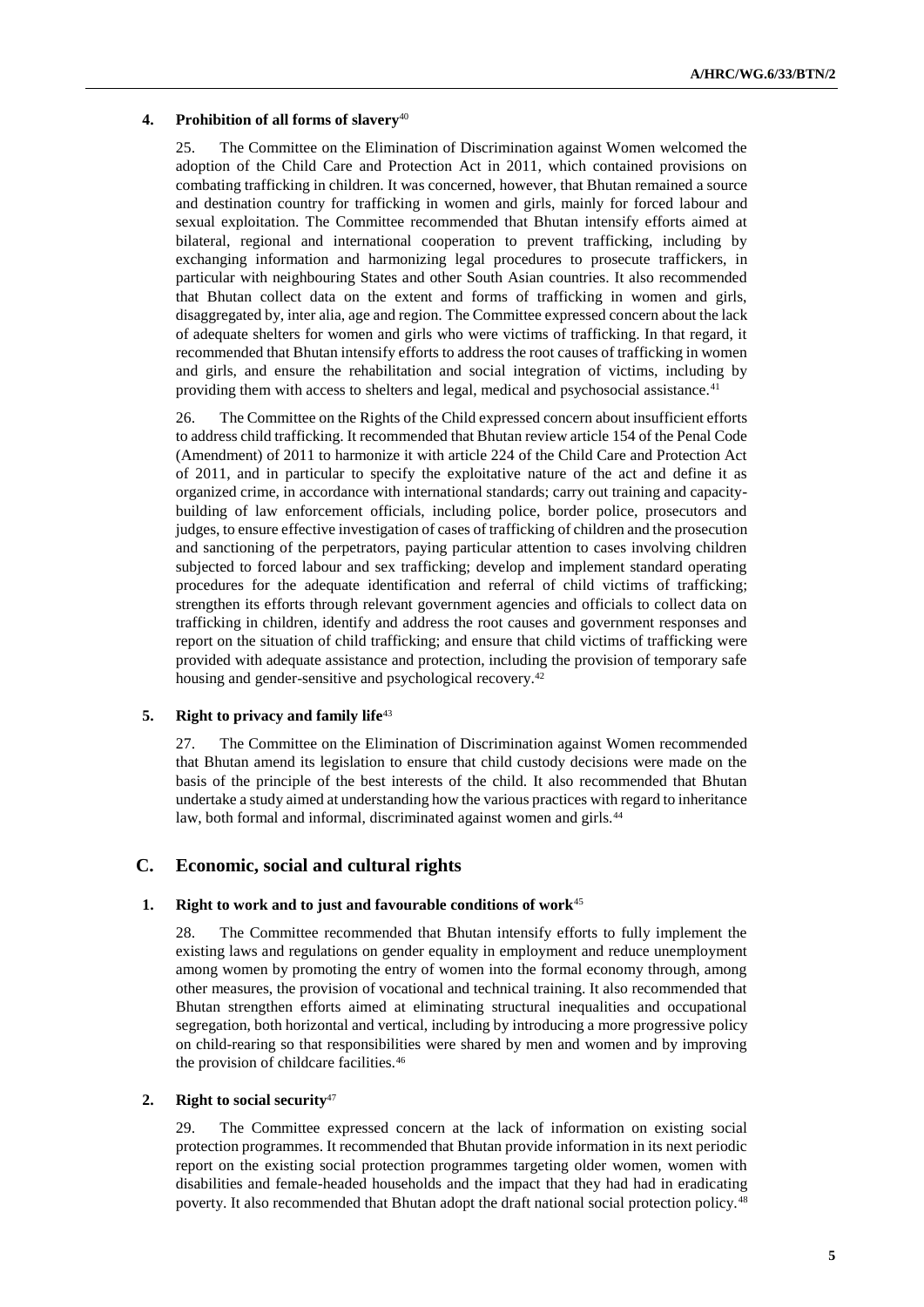#### 4. Prohibition of all forms of slavery[40]

25. The Committee on the Elimination of Discrimination against Women welcomed the adoption of the Child Care and Protection Act in 2011, which contained provisions on combating trafficking in children. It was concerned, however, that Bhutan remained a source and destination country for trafficking in women and girls, mainly for forced labour and sexual exploitation. The Committee recommended that Bhutan intensify efforts aimed at bilateral, regional and international cooperation to prevent trafficking, including by exchanging information and harmonizing legal procedures to prosecute traffickers, in particular with neighbouring States and other South Asian countries. It also recommended that Bhutan collect data on the extent and forms of trafficking in women and girls, disaggregated by, inter alia, age and region. The Committee expressed concern about the lack of adequate shelters for women and girls who were victims of trafficking. In that regard, it recommended that Bhutan intensify efforts to address the root causes of trafficking in women and girls, and ensure the rehabilitation and social integration of victims, including by providing them with access to shelters and legal, medical and psychosocial assistance.[41]

26. The Committee on the Rights of the Child expressed concern about insufficient efforts to address child trafficking. It recommended that Bhutan review article 154 of the Penal Code (Amendment) of 2011 to harmonize it with article 224 of the Child Care and Protection Act of 2011, and in particular to specify the exploitative nature of the act and define it as organized crime, in accordance with international standards; carry out training and capacity-building of law enforcement officials, including police, border police, prosecutors and judges, to ensure effective investigation of cases of trafficking of children and the prosecution and sanctioning of the perpetrators, paying particular attention to cases involving children subjected to forced labour and sex trafficking; develop and implement standard operating procedures for the adequate identification and referral of child victims of trafficking; strengthen its efforts through relevant government agencies and officials to collect data on trafficking in children, identify and address the root causes and government responses and report on the situation of child trafficking; and ensure that child victims of trafficking were provided with adequate assistance and protection, including the provision of temporary safe housing and gender-sensitive and psychological recovery.[42]

#### 5. Right to privacy and family life[43]

27. The Committee on the Elimination of Discrimination against Women recommended that Bhutan amend its legislation to ensure that child custody decisions were made on the basis of the principle of the best interests of the child. It also recommended that Bhutan undertake a study aimed at understanding how the various practices with regard to inheritance law, both formal and informal, discriminated against women and girls.[44]

## C. Economic, social and cultural rights

#### 1. Right to work and to just and favourable conditions of work[45]

28. The Committee recommended that Bhutan intensify efforts to fully implement the existing laws and regulations on gender equality in employment and reduce unemployment among women by promoting the entry of women into the formal economy through, among other measures, the provision of vocational and technical training. It also recommended that Bhutan strengthen efforts aimed at eliminating structural inequalities and occupational segregation, both horizontal and vertical, including by introducing a more progressive policy on child-rearing so that responsibilities were shared by men and women and by improving the provision of childcare facilities.[46]

#### 2. Right to social security[47]

29. The Committee expressed concern at the lack of information on existing social protection programmes. It recommended that Bhutan provide information in its next periodic report on the existing social protection programmes targeting older women, women with disabilities and female-headed households and the impact that they had had in eradicating poverty. It also recommended that Bhutan adopt the draft national social protection policy.[48]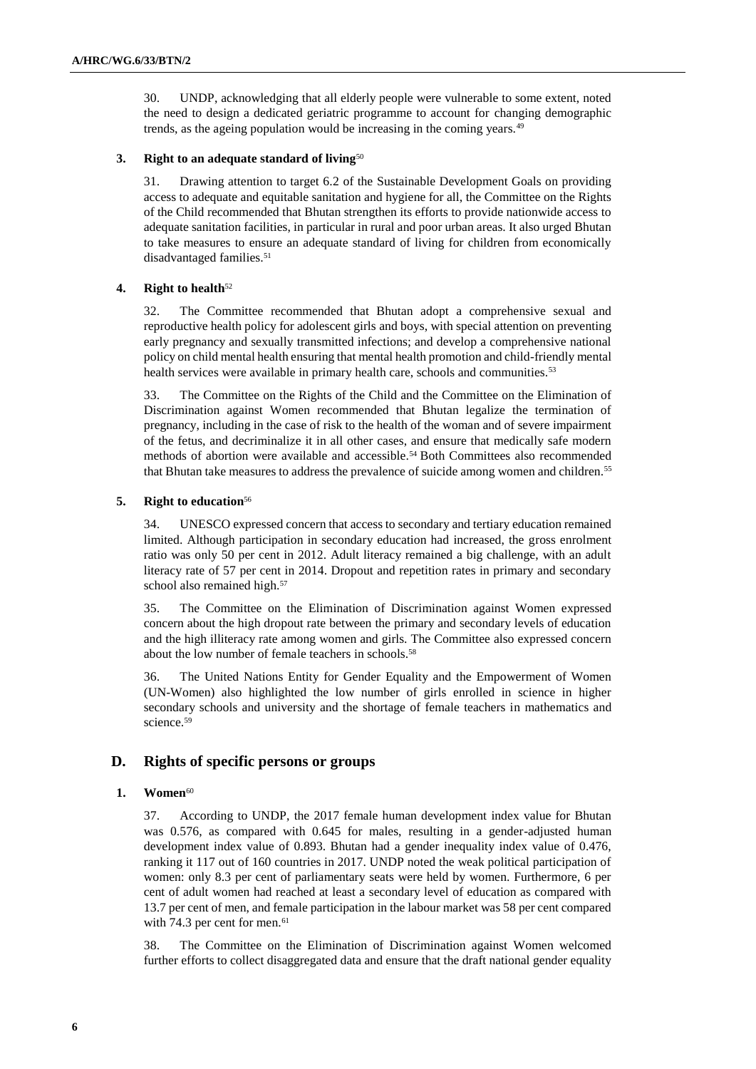30. UNDP, acknowledging that all elderly people were vulnerable to some extent, noted the need to design a dedicated geriatric programme to account for changing demographic trends, as the ageing population would be increasing in the coming years.[49]

### 3. Right to an adequate standard of living[50]

31. Drawing attention to target 6.2 of the Sustainable Development Goals on providing access to adequate and equitable sanitation and hygiene for all, the Committee on the Rights of the Child recommended that Bhutan strengthen its efforts to provide nationwide access to adequate sanitation facilities, in particular in rural and poor urban areas. It also urged Bhutan to take measures to ensure an adequate standard of living for children from economically disadvantaged families.[51]

### 4. Right to health[52]

32. The Committee recommended that Bhutan adopt a comprehensive sexual and reproductive health policy for adolescent girls and boys, with special attention on preventing early pregnancy and sexually transmitted infections; and develop a comprehensive national policy on child mental health ensuring that mental health promotion and child-friendly mental health services were available in primary health care, schools and communities.[53]

33. The Committee on the Rights of the Child and the Committee on the Elimination of Discrimination against Women recommended that Bhutan legalize the termination of pregnancy, including in the case of risk to the health of the woman and of severe impairment of the fetus, and decriminalize it in all other cases, and ensure that medically safe modern methods of abortion were available and accessible.[54] Both Committees also recommended that Bhutan take measures to address the prevalence of suicide among women and children.[55]

### 5. Right to education[56]

34. UNESCO expressed concern that access to secondary and tertiary education remained limited. Although participation in secondary education had increased, the gross enrolment ratio was only 50 per cent in 2012. Adult literacy remained a big challenge, with an adult literacy rate of 57 per cent in 2014. Dropout and repetition rates in primary and secondary school also remained high.[57]

35. The Committee on the Elimination of Discrimination against Women expressed concern about the high dropout rate between the primary and secondary levels of education and the high illiteracy rate among women and girls. The Committee also expressed concern about the low number of female teachers in schools.[58]

36. The United Nations Entity for Gender Equality and the Empowerment of Women (UN-Women) also highlighted the low number of girls enrolled in science in higher secondary schools and university and the shortage of female teachers in mathematics and science.[59]

## D. Rights of specific persons or groups

### 1. Women[60]

37. According to UNDP, the 2017 female human development index value for Bhutan was 0.576, as compared with 0.645 for males, resulting in a gender-adjusted human development index value of 0.893. Bhutan had a gender inequality index value of 0.476, ranking it 117 out of 160 countries in 2017. UNDP noted the weak political participation of women: only 8.3 per cent of parliamentary seats were held by women. Furthermore, 6 per cent of adult women had reached at least a secondary level of education as compared with 13.7 per cent of men, and female participation in the labour market was 58 per cent compared with 74.3 per cent for men.[61]

38. The Committee on the Elimination of Discrimination against Women welcomed further efforts to collect disaggregated data and ensure that the draft national gender equality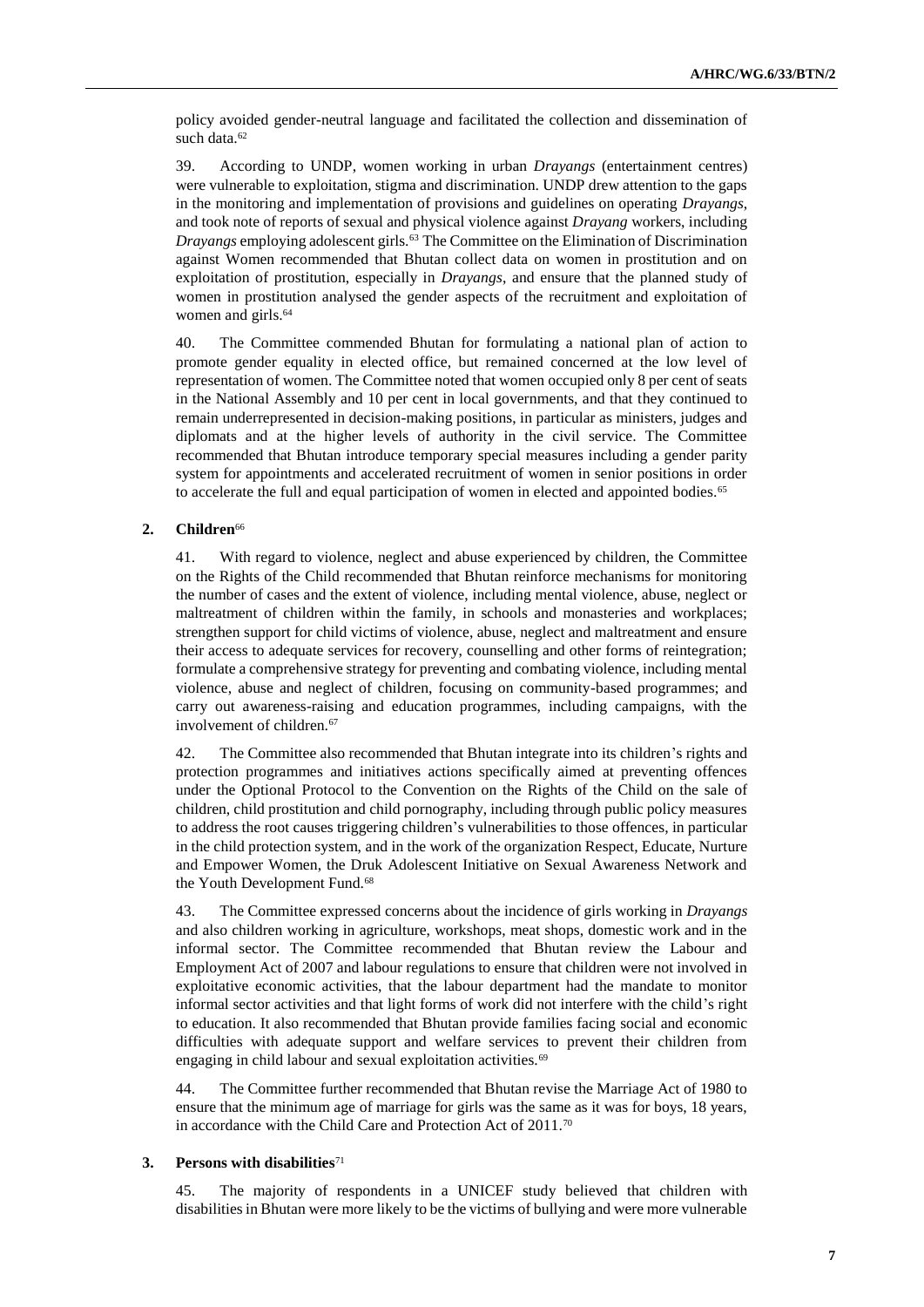policy avoided gender-neutral language and facilitated the collection and dissemination of such data.[62]

39. According to UNDP, women working in urban *Drayangs* (entertainment centres) were vulnerable to exploitation, stigma and discrimination. UNDP drew attention to the gaps in the monitoring and implementation of provisions and guidelines on operating *Drayangs*, and took note of reports of sexual and physical violence against *Drayang* workers, including *Drayangs* employing adolescent girls.[63] The Committee on the Elimination of Discrimination against Women recommended that Bhutan collect data on women in prostitution and on exploitation of prostitution, especially in *Drayangs*, and ensure that the planned study of women in prostitution analysed the gender aspects of the recruitment and exploitation of women and girls.[64]

40. The Committee commended Bhutan for formulating a national plan of action to promote gender equality in elected office, but remained concerned at the low level of representation of women. The Committee noted that women occupied only 8 per cent of seats in the National Assembly and 10 per cent in local governments, and that they continued to remain underrepresented in decision-making positions, in particular as ministers, judges and diplomats and at the higher levels of authority in the civil service. The Committee recommended that Bhutan introduce temporary special measures including a gender parity system for appointments and accelerated recruitment of women in senior positions in order to accelerate the full and equal participation of women in elected and appointed bodies.[65]

### 2. Children[66]

41. With regard to violence, neglect and abuse experienced by children, the Committee on the Rights of the Child recommended that Bhutan reinforce mechanisms for monitoring the number of cases and the extent of violence, including mental violence, abuse, neglect or maltreatment of children within the family, in schools and monasteries and workplaces; strengthen support for child victims of violence, abuse, neglect and maltreatment and ensure their access to adequate services for recovery, counselling and other forms of reintegration; formulate a comprehensive strategy for preventing and combating violence, including mental violence, abuse and neglect of children, focusing on community-based programmes; and carry out awareness-raising and education programmes, including campaigns, with the involvement of children.[67]

42. The Committee also recommended that Bhutan integrate into its children's rights and protection programmes and initiatives actions specifically aimed at preventing offences under the Optional Protocol to the Convention on the Rights of the Child on the sale of children, child prostitution and child pornography, including through public policy measures to address the root causes triggering children's vulnerabilities to those offences, in particular in the child protection system, and in the work of the organization Respect, Educate, Nurture and Empower Women, the Druk Adolescent Initiative on Sexual Awareness Network and the Youth Development Fund.[68]

43. The Committee expressed concerns about the incidence of girls working in *Drayangs* and also children working in agriculture, workshops, meat shops, domestic work and in the informal sector. The Committee recommended that Bhutan review the Labour and Employment Act of 2007 and labour regulations to ensure that children were not involved in exploitative economic activities, that the labour department had the mandate to monitor informal sector activities and that light forms of work did not interfere with the child's right to education. It also recommended that Bhutan provide families facing social and economic difficulties with adequate support and welfare services to prevent their children from engaging in child labour and sexual exploitation activities.[69]

44. The Committee further recommended that Bhutan revise the Marriage Act of 1980 to ensure that the minimum age of marriage for girls was the same as it was for boys, 18 years, in accordance with the Child Care and Protection Act of 2011.[70]

### 3. Persons with disabilities[71]

45. The majority of respondents in a UNICEF study believed that children with disabilities in Bhutan were more likely to be the victims of bullying and were more vulnerable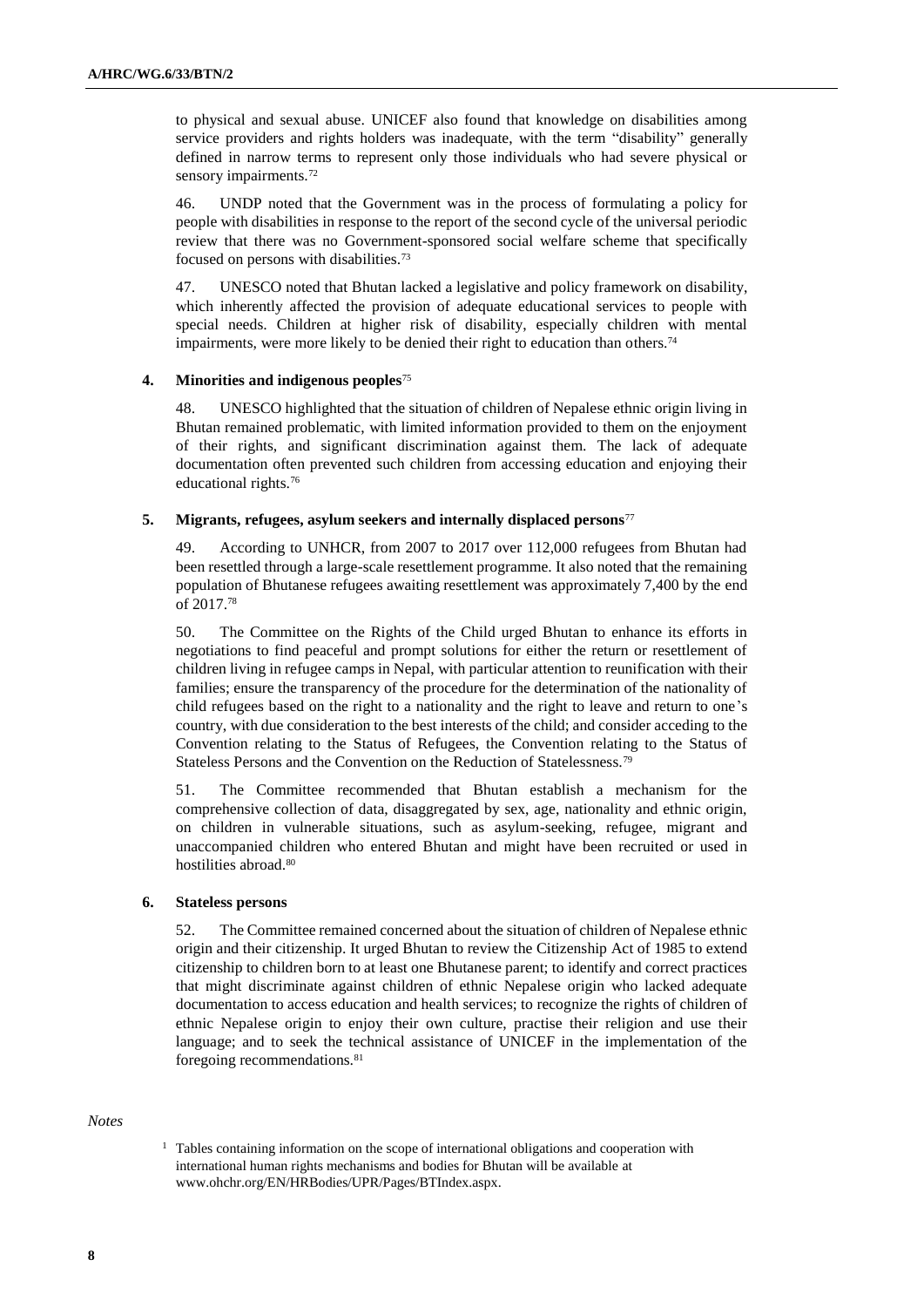to physical and sexual abuse. UNICEF also found that knowledge on disabilities among service providers and rights holders was inadequate, with the term "disability" generally defined in narrow terms to represent only those individuals who had severe physical or sensory impairments.[72]

46. UNDP noted that the Government was in the process of formulating a policy for people with disabilities in response to the report of the second cycle of the universal periodic review that there was no Government-sponsored social welfare scheme that specifically focused on persons with disabilities.[73]

47. UNESCO noted that Bhutan lacked a legislative and policy framework on disability, which inherently affected the provision of adequate educational services to people with special needs. Children at higher risk of disability, especially children with mental impairments, were more likely to be denied their right to education than others.[74]

#### 4. Minorities and indigenous peoples[75]

48. UNESCO highlighted that the situation of children of Nepalese ethnic origin living in Bhutan remained problematic, with limited information provided to them on the enjoyment of their rights, and significant discrimination against them. The lack of adequate documentation often prevented such children from accessing education and enjoying their educational rights.[76]

#### 5. Migrants, refugees, asylum seekers and internally displaced persons[77]

49. According to UNHCR, from 2007 to 2017 over 112,000 refugees from Bhutan had been resettled through a large-scale resettlement programme. It also noted that the remaining population of Bhutanese refugees awaiting resettlement was approximately 7,400 by the end of 2017.[78]

50. The Committee on the Rights of the Child urged Bhutan to enhance its efforts in negotiations to find peaceful and prompt solutions for either the return or resettlement of children living in refugee camps in Nepal, with particular attention to reunification with their families; ensure the transparency of the procedure for the determination of the nationality of child refugees based on the right to a nationality and the right to leave and return to one's country, with due consideration to the best interests of the child; and consider acceding to the Convention relating to the Status of Refugees, the Convention relating to the Status of Stateless Persons and the Convention on the Reduction of Statelessness.[79]

51. The Committee recommended that Bhutan establish a mechanism for the comprehensive collection of data, disaggregated by sex, age, nationality and ethnic origin, on children in vulnerable situations, such as asylum-seeking, refugee, migrant and unaccompanied children who entered Bhutan and might have been recruited or used in hostilities abroad.[80]

#### 6. Stateless persons

52. The Committee remained concerned about the situation of children of Nepalese ethnic origin and their citizenship. It urged Bhutan to review the Citizenship Act of 1985 to extend citizenship to children born to at least one Bhutanese parent; to identify and correct practices that might discriminate against children of ethnic Nepalese origin who lacked adequate documentation to access education and health services; to recognize the rights of children of ethnic Nepalese origin to enjoy their own culture, practise their religion and use their language; and to seek the technical assistance of UNICEF in the implementation of the foregoing recommendations.[81]

*Notes*

[1] Tables containing information on the scope of international obligations and cooperation with international human rights mechanisms and bodies for Bhutan will be available at www.ohchr.org/EN/HRBodies/UPR/Pages/BTIndex.aspx.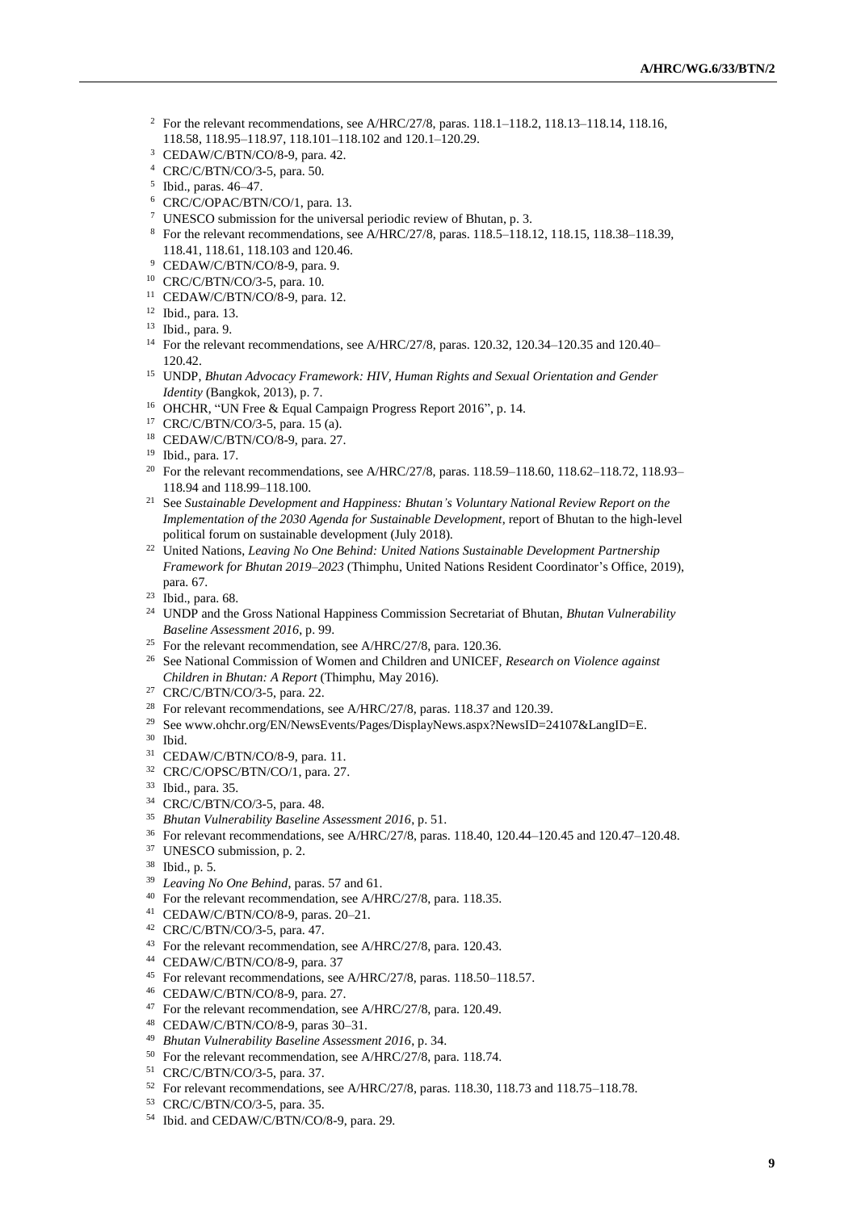[2] For the relevant recommendations, see A/HRC/27/8, paras. 118.1–118.2, 118.13–118.14, 118.16, 118.58, 118.95–118.97, 118.101–118.102 and 120.1–120.29.

[3] CEDAW/C/BTN/CO/8-9, para. 42.

[4] CRC/C/BTN/CO/3-5, para. 50.

[5] Ibid., paras. 46–47.

[6] CRC/C/OPAC/BTN/CO/1, para. 13.

[7] UNESCO submission for the universal periodic review of Bhutan, p. 3.

[8] For the relevant recommendations, see A/HRC/27/8, paras. 118.5–118.12, 118.15, 118.38–118.39, 118.41, 118.61, 118.103 and 120.46.

[9] CEDAW/C/BTN/CO/8-9, para. 9.

[10] CRC/C/BTN/CO/3-5, para. 10.

[11] CEDAW/C/BTN/CO/8-9, para. 12.

[12] Ibid., para. 13.

[13] Ibid., para. 9.

[14] For the relevant recommendations, see A/HRC/27/8, paras. 120.32, 120.34–120.35 and 120.40–120.42.

[15] UNDP, *Bhutan Advocacy Framework: HIV, Human Rights and Sexual Orientation and Gender Identity* (Bangkok, 2013), p. 7.

[16] OHCHR, "UN Free & Equal Campaign Progress Report 2016", p. 14.

[17] CRC/C/BTN/CO/3-5, para. 15 (a).

[18] CEDAW/C/BTN/CO/8-9, para. 27.

[19] Ibid., para. 17.

[20] For the relevant recommendations, see A/HRC/27/8, paras. 118.59–118.60, 118.62–118.72, 118.93–118.94 and 118.99–118.100.

[21] See *Sustainable Development and Happiness: Bhutan's Voluntary National Review Report on the Implementation of the 2030 Agenda for Sustainable Development*, report of Bhutan to the high-level political forum on sustainable development (July 2018).

[22] United Nations, *Leaving No One Behind: United Nations Sustainable Development Partnership Framework for Bhutan 2019–2023* (Thimphu, United Nations Resident Coordinator's Office, 2019), para. 67.

[23] Ibid., para. 68.

[24] UNDP and the Gross National Happiness Commission Secretariat of Bhutan, *Bhutan Vulnerability Baseline Assessment 2016*, p. 99.

[25] For the relevant recommendation, see A/HRC/27/8, para. 120.36.

[26] See National Commission of Women and Children and UNICEF, *Research on Violence against Children in Bhutan: A Report* (Thimphu, May 2016).

[27] CRC/C/BTN/CO/3-5, para. 22.

[28] For relevant recommendations, see A/HRC/27/8, paras. 118.37 and 120.39.

[29] See www.ohchr.org/EN/NewsEvents/Pages/DisplayNews.aspx?NewsID=24107&LangID=E.

[30] Ibid.

[31] CEDAW/C/BTN/CO/8-9, para. 11.

[32] CRC/C/OPSC/BTN/CO/1, para. 27.

[33] Ibid., para. 35.

[34] CRC/C/BTN/CO/3-5, para. 48.

[35] *Bhutan Vulnerability Baseline Assessment 2016*, p. 51.

[36] For relevant recommendations, see A/HRC/27/8, paras. 118.40, 120.44–120.45 and 120.47–120.48.

[37] UNESCO submission, p. 2.

[38] Ibid., p. 5.

[39] *Leaving No One Behind*, paras. 57 and 61.

[40] For the relevant recommendation, see A/HRC/27/8, para. 118.35.

[41] CEDAW/C/BTN/CO/8-9, paras. 20–21.

[42] CRC/C/BTN/CO/3-5, para. 47.

[43] For the relevant recommendation, see A/HRC/27/8, para. 120.43.

[44] CEDAW/C/BTN/CO/8-9, para. 37

[45] For relevant recommendations, see A/HRC/27/8, paras. 118.50–118.57.

[46] CEDAW/C/BTN/CO/8-9, para. 27.

[47] For the relevant recommendation, see A/HRC/27/8, para. 120.49.

[48] CEDAW/C/BTN/CO/8-9, paras 30–31.

[49] *Bhutan Vulnerability Baseline Assessment 2016*, p. 34.

[50] For the relevant recommendation, see A/HRC/27/8, para. 118.74.

[51] CRC/C/BTN/CO/3-5, para. 37.

[52] For relevant recommendations, see A/HRC/27/8, paras. 118.30, 118.73 and 118.75–118.78.

[53] CRC/C/BTN/CO/3-5, para. 35.

[54] Ibid. and CEDAW/C/BTN/CO/8-9, para. 29.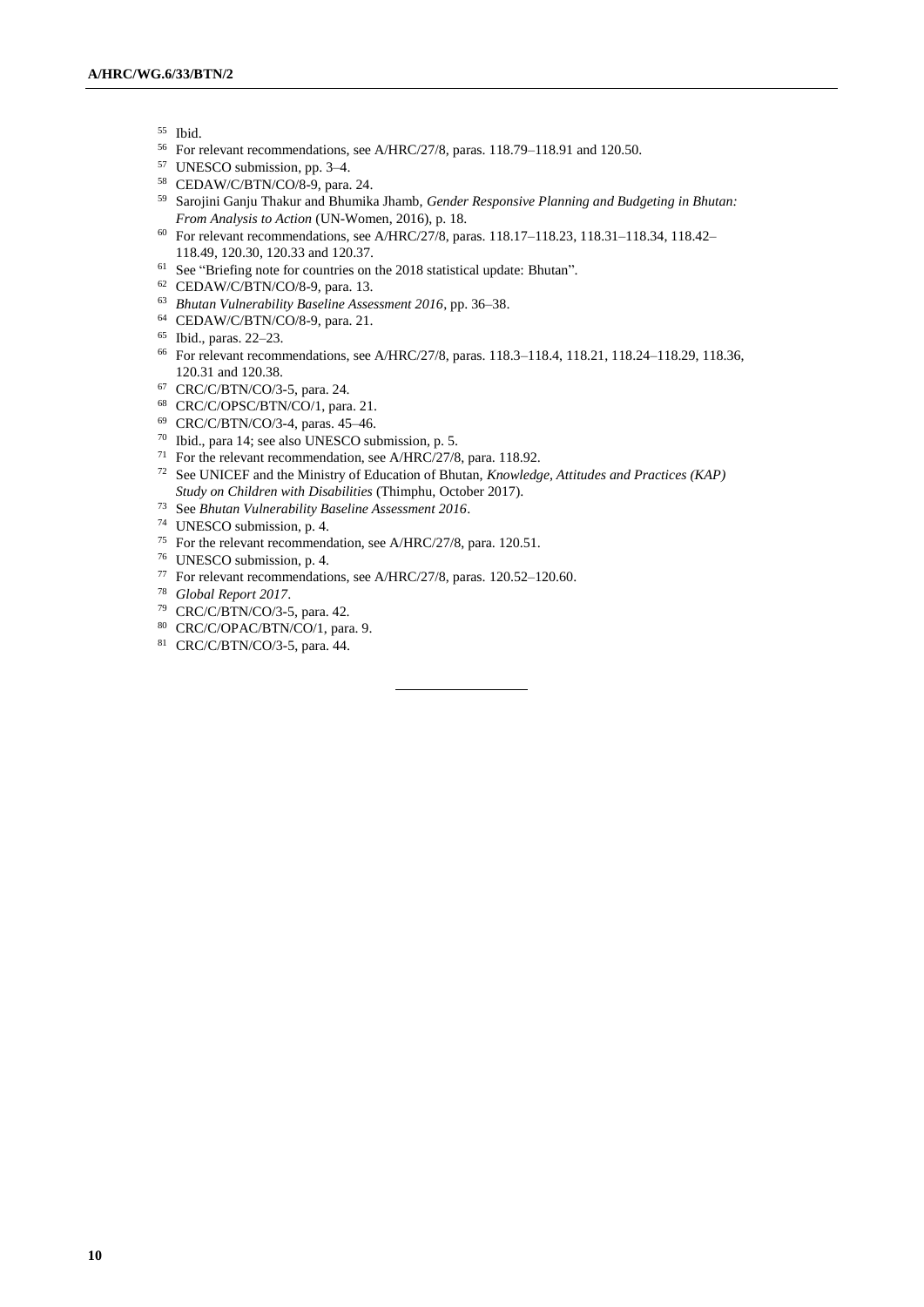[55] Ibid.

[56] For relevant recommendations, see A/HRC/27/8, paras. 118.79–118.91 and 120.50.

[57] UNESCO submission, pp. 3–4.

[58] CEDAW/C/BTN/CO/8-9, para. 24.

[59] Sarojini Ganju Thakur and Bhumika Jhamb, *Gender Responsive Planning and Budgeting in Bhutan: From Analysis to Action* (UN-Women, 2016), p. 18.

[60] For relevant recommendations, see A/HRC/27/8, paras. 118.17–118.23, 118.31–118.34, 118.42–118.49, 120.30, 120.33 and 120.37.

[61] See "Briefing note for countries on the 2018 statistical update: Bhutan".

[62] CEDAW/C/BTN/CO/8-9, para. 13.

[63] *Bhutan Vulnerability Baseline Assessment 2016*, pp. 36–38.

[64] CEDAW/C/BTN/CO/8-9, para. 21.

[65] Ibid., paras. 22–23.

[66] For relevant recommendations, see A/HRC/27/8, paras. 118.3–118.4, 118.21, 118.24–118.29, 118.36, 120.31 and 120.38.

[67] CRC/C/BTN/CO/3-5, para. 24.

[68] CRC/C/OPSC/BTN/CO/1, para. 21.

[69] CRC/C/BTN/CO/3-4, paras. 45–46.

[70] Ibid., para 14; see also UNESCO submission, p. 5.

[71] For the relevant recommendation, see A/HRC/27/8, para. 118.92.

[72] See UNICEF and the Ministry of Education of Bhutan, *Knowledge, Attitudes and Practices (KAP) Study on Children with Disabilities* (Thimphu, October 2017).

[73] See *Bhutan Vulnerability Baseline Assessment 2016*.

[74] UNESCO submission, p. 4.

[75] For the relevant recommendation, see A/HRC/27/8, para. 120.51.

[76] UNESCO submission, p. 4.

[77] For relevant recommendations, see A/HRC/27/8, paras. 120.52–120.60.

[78] *Global Report 2017*.

[79] CRC/C/BTN/CO/3-5, para. 42.

[80] CRC/C/OPAC/BTN/CO/1, para. 9.

[81] CRC/C/BTN/CO/3-5, para. 44.